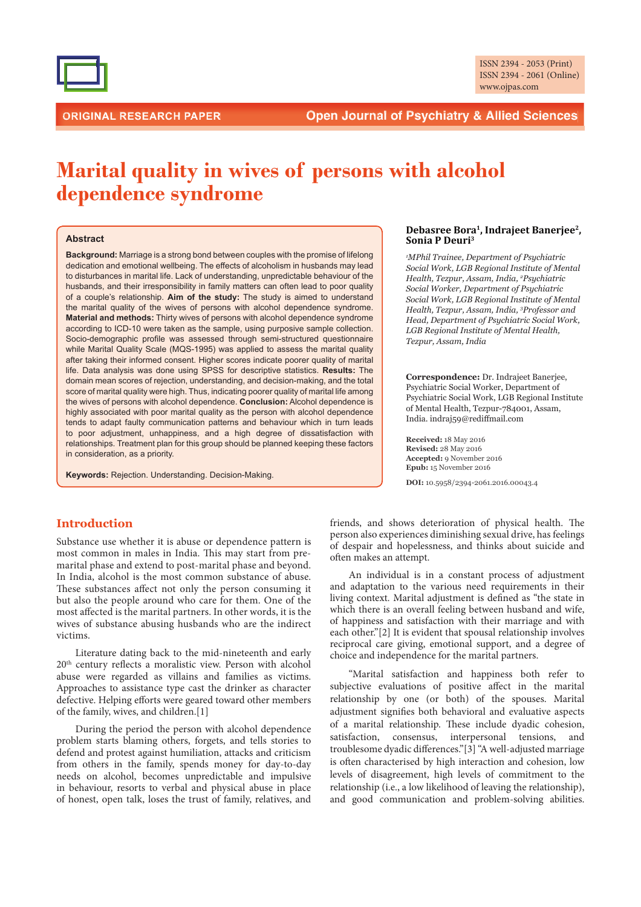ORIGINAL RESEARCH PAPER

Open Journal of Psychiatry & Allied Sciences

ISSN 2394 - 2053 (Print)
ISSN 2394 - 2061 (Online)
www.ojpas.com

# Marital quality in wives of persons with alcohol dependence syndrome

**Debasree Bora[1], Indrajeet Banerjee[2], Sonia P Deuri[3]**

*[1]MPhil Trainee, Department of Psychiatric Social Work, LGB Regional Institute of Mental Health, Tezpur, Assam, India, [2]Psychiatric Social Worker, Department of Psychiatric Social Work, LGB Regional Institute of Mental Health, Tezpur, Assam, India, [3]Professor and Head, Department of Psychiatric Social Work, LGB Regional Institute of Mental Health, Tezpur, Assam, India*

**Correspondence:** Dr. Indrajeet Banerjee, Psychiatric Social Worker, Department of Psychiatric Social Work, LGB Regional Institute of Mental Health, Tezpur-784001, Assam, India. indraj59@rediffmail.com

**Received:** 18 May 2016
**Revised:** 28 May 2016
**Accepted:** 9 November 2016
**Epub:** 15 November 2016

**DOI:** 10.5958/2394-2061.2016.00043.4

## Abstract

**Background:** Marriage is a strong bond between couples with the promise of lifelong dedication and emotional wellbeing. The effects of alcoholism in husbands may lead to disturbances in marital life. Lack of understanding, unpredictable behaviour of the husbands, and their irresponsibility in family matters can often lead to poor quality of a couple's relationship. **Aim of the study:** The study is aimed to understand the marital quality of the wives of persons with alcohol dependence syndrome. **Material and methods:** Thirty wives of persons with alcohol dependence syndrome according to ICD-10 were taken as the sample, using purposive sample collection. Socio-demographic profile was assessed through semi-structured questionnaire while Marital Quality Scale (MQS-1995) was applied to assess the marital quality after taking their informed consent. Higher scores indicate poorer quality of marital life. Data analysis was done using SPSS for descriptive statistics. **Results:** The domain mean scores of rejection, understanding, and decision-making, and the total score of marital quality were high. Thus, indicating poorer quality of marital life among the wives of persons with alcohol dependence. **Conclusion:** Alcohol dependence is highly associated with poor marital quality as the person with alcohol dependence tends to adapt faulty communication patterns and behaviour which in turn leads to poor adjustment, unhappiness, and a high degree of dissatisfaction with relationships. Treatment plan for this group should be planned keeping these factors in consideration, as a priority.

**Keywords:** Rejection. Understanding. Decision-Making.

## Introduction

Substance use whether it is abuse or dependence pattern is most common in males in India. This may start from pre-marital phase and extend to post-marital phase and beyond. In India, alcohol is the most common substance of abuse. These substances affect not only the person consuming it but also the people around who care for them. One of the most affected is the marital partners. In other words, it is the wives of substance abusing husbands who are the indirect victims.

Literature dating back to the mid-nineteenth and early 20th century reflects a moralistic view. Person with alcohol abuse were regarded as villains and families as victims. Approaches to assistance type cast the drinker as character defective. Helping efforts were geared toward other members of the family, wives, and children.[1]

During the period the person with alcohol dependence problem starts blaming others, forgets, and tells stories to defend and protest against humiliation, attacks and criticism from others in the family, spends money for day-to-day needs on alcohol, becomes unpredictable and impulsive in behaviour, resorts to verbal and physical abuse in place of honest, open talk, loses the trust of family, relatives, and friends, and shows deterioration of physical health. The person also experiences diminishing sexual drive, has feelings of despair and hopelessness, and thinks about suicide and often makes an attempt.

An individual is in a constant process of adjustment and adaptation to the various need requirements in their living context. Marital adjustment is defined as "the state in which there is an overall feeling between husband and wife, of happiness and satisfaction with their marriage and with each other."[2] It is evident that spousal relationship involves reciprocal care giving, emotional support, and a degree of choice and independence for the marital partners.

"Marital satisfaction and happiness both refer to subjective evaluations of positive affect in the marital relationship by one (or both) of the spouses. Marital adjustment signifies both behavioral and evaluative aspects of a marital relationship. These include dyadic cohesion, satisfaction, consensus, interpersonal tensions, and troublesome dyadic differences."[3] "A well-adjusted marriage is often characterised by high interaction and cohesion, low levels of disagreement, high levels of commitment to the relationship (i.e., a low likelihood of leaving the relationship), and good communication and problem-solving abilities.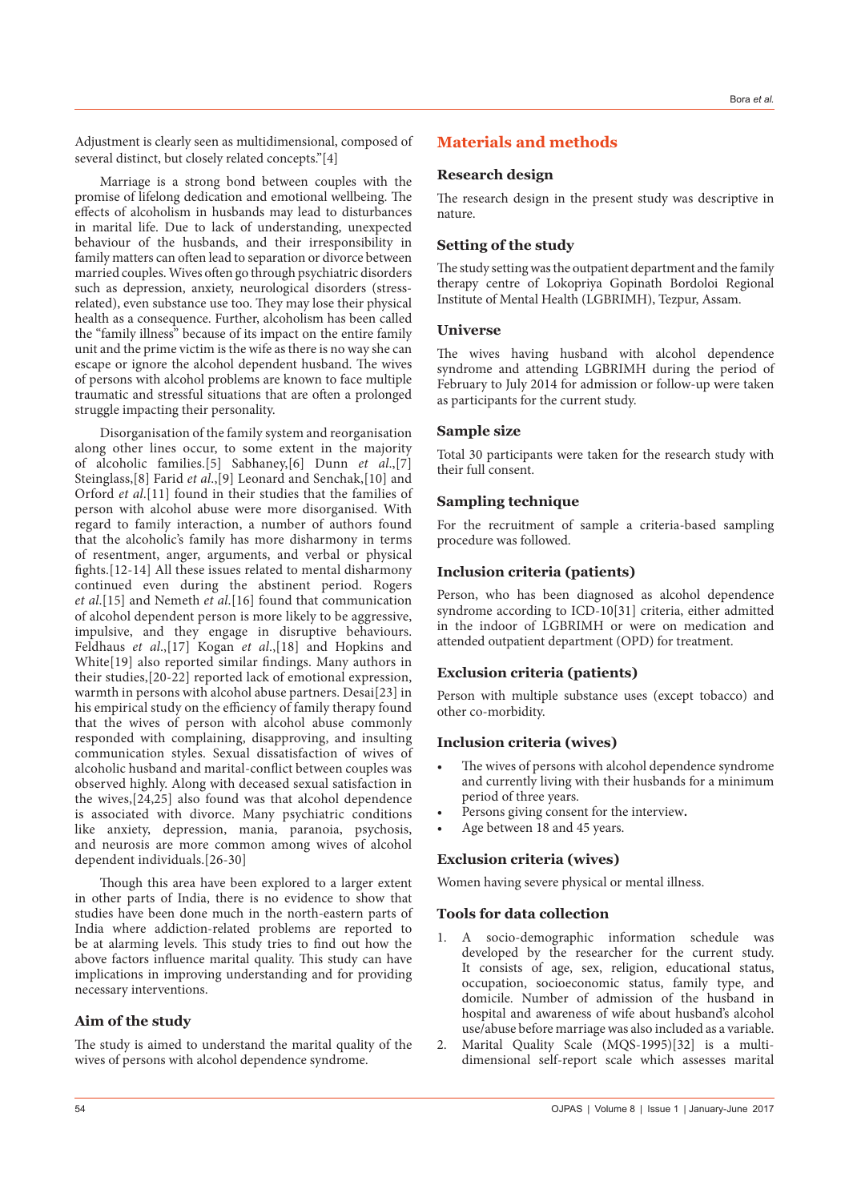Adjustment is clearly seen as multidimensional, composed of several distinct, but closely related concepts."[4]

Marriage is a strong bond between couples with the promise of lifelong dedication and emotional wellbeing. The effects of alcoholism in husbands may lead to disturbances in marital life. Due to lack of understanding, unexpected behaviour of the husbands, and their irresponsibility in family matters can often lead to separation or divorce between married couples. Wives often go through psychiatric disorders such as depression, anxiety, neurological disorders (stress-related), even substance use too. They may lose their physical health as a consequence. Further, alcoholism has been called the "family illness" because of its impact on the entire family unit and the prime victim is the wife as there is no way she can escape or ignore the alcohol dependent husband. The wives of persons with alcohol problems are known to face multiple traumatic and stressful situations that are often a prolonged struggle impacting their personality.

Disorganisation of the family system and reorganisation along other lines occur, to some extent in the majority of alcoholic families.[5] Sabhaney,[6] Dunn *et al*.,[7] Steinglass,[8] Farid *et al*.,[9] Leonard and Senchak,[10] and Orford *et al*.[11] found in their studies that the families of person with alcohol abuse were more disorganised. With regard to family interaction, a number of authors found that the alcoholic's family has more disharmony in terms of resentment, anger, arguments, and verbal or physical fights.[12-14] All these issues related to mental disharmony continued even during the abstinent period. Rogers *et al*.[15] and Nemeth *et al*.[16] found that communication of alcohol dependent person is more likely to be aggressive, impulsive, and they engage in disruptive behaviours. Feldhaus *et al*.,[17] Kogan *et al*.,[18] and Hopkins and White[19] also reported similar findings. Many authors in their studies,[20-22] reported lack of emotional expression, warmth in persons with alcohol abuse partners. Desai[23] in his empirical study on the efficiency of family therapy found that the wives of person with alcohol abuse commonly responded with complaining, disapproving, and insulting communication styles. Sexual dissatisfaction of wives of alcoholic husband and marital-conflict between couples was observed highly. Along with deceased sexual satisfaction in the wives,[24,25] also found was that alcohol dependence is associated with divorce. Many psychiatric conditions like anxiety, depression, mania, paranoia, psychosis, and neurosis are more common among wives of alcohol dependent individuals.[26-30]

Though this area have been explored to a larger extent in other parts of India, there is no evidence to show that studies have been done much in the north-eastern parts of India where addiction-related problems are reported to be at alarming levels. This study tries to find out how the above factors influence marital quality. This study can have implications in improving understanding and for providing necessary interventions.

### Aim of the study

The study is aimed to understand the marital quality of the wives of persons with alcohol dependence syndrome.

## Materials and methods

### Research design

The research design in the present study was descriptive in nature.

### Setting of the study

The study setting was the outpatient department and the family therapy centre of Lokopriya Gopinath Bordoloi Regional Institute of Mental Health (LGBRIMH), Tezpur, Assam.

### Universe

The wives having husband with alcohol dependence syndrome and attending LGBRIMH during the period of February to July 2014 for admission or follow-up were taken as participants for the current study.

### Sample size

Total 30 participants were taken for the research study with their full consent.

### Sampling technique

For the recruitment of sample a criteria-based sampling procedure was followed.

### Inclusion criteria (patients)

Person, who has been diagnosed as alcohol dependence syndrome according to ICD-10[31] criteria, either admitted in the indoor of LGBRIMH or were on medication and attended outpatient department (OPD) for treatment.

### Exclusion criteria (patients)

Person with multiple substance uses (except tobacco) and other co-morbidity.

### Inclusion criteria (wives)

- The wives of persons with alcohol dependence syndrome and currently living with their husbands for a minimum period of three years.
- Persons giving consent for the interview**.**
- Age between 18 and 45 years.

### Exclusion criteria (wives)

Women having severe physical or mental illness.

### Tools for data collection

1. A socio-demographic information schedule was developed by the researcher for the current study. It consists of age, sex, religion, educational status, occupation, socioeconomic status, family type, and domicile. Number of admission of the husband in hospital and awareness of wife about husband's alcohol use/abuse before marriage was also included as a variable.
2. Marital Quality Scale (MQS-1995)[32] is a multi-dimensional self-report scale which assesses marital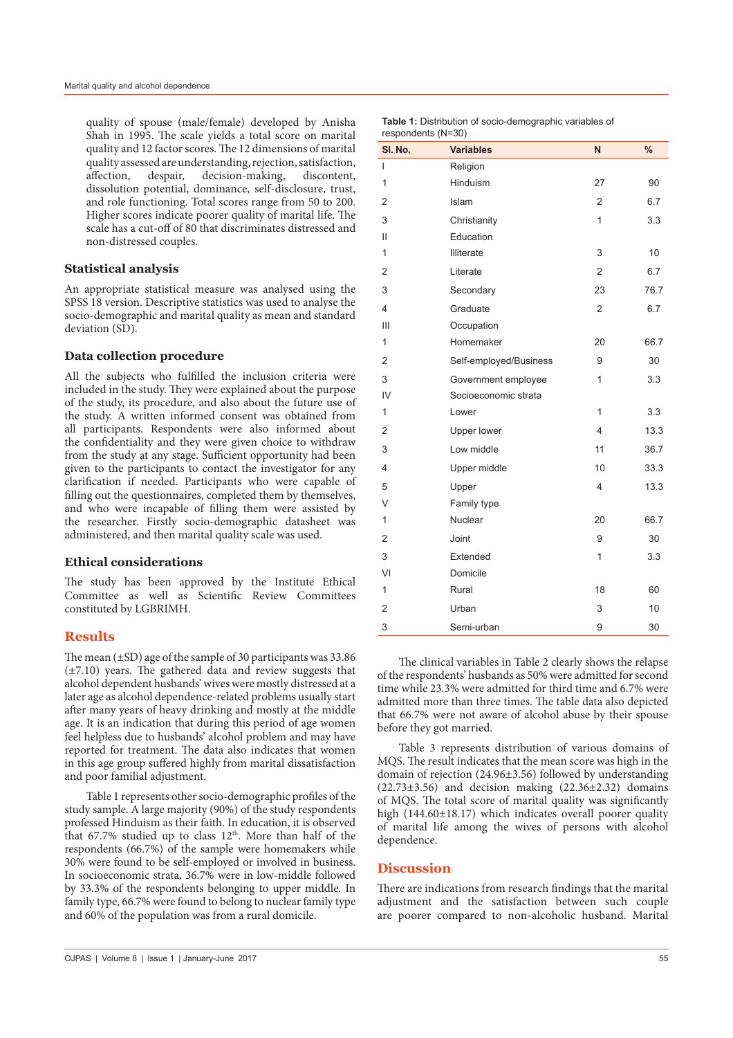quality of spouse (male/female) developed by Anisha Shah in 1995. The scale yields a total score on marital quality and 12 factor scores. The 12 dimensions of marital quality assessed are understanding, rejection, satisfaction, affection, despair, decision-making, discontent, dissolution potential, dominance, self-disclosure, trust, and role functioning. Total scores range from 50 to 200. Higher scores indicate poorer quality of marital life. The scale has a cut-off of 80 that discriminates distressed and non-distressed couples.

### Statistical analysis

An appropriate statistical measure was analysed using the SPSS 18 version. Descriptive statistics was used to analyse the socio-demographic and marital quality as mean and standard deviation (SD).

### Data collection procedure

All the subjects who fulfilled the inclusion criteria were included in the study. They were explained about the purpose of the study, its procedure, and also about the future use of the study. A written informed consent was obtained from all participants. Respondents were also informed about the confidentiality and they were given choice to withdraw from the study at any stage. Sufficient opportunity had been given to the participants to contact the investigator for any clarification if needed. Participants who were capable of filling out the questionnaires, completed them by themselves, and who were incapable of filling them were assisted by the researcher. Firstly socio-demographic datasheet was administered, and then marital quality scale was used.

### Ethical considerations

The study has been approved by the Institute Ethical Committee as well as Scientific Review Committees constituted by LGBRIMH.

## Results

The mean (±SD) age of the sample of 30 participants was 33.86 (±7.10) years. The gathered data and review suggests that alcohol dependent husbands' wives were mostly distressed at a later age as alcohol dependence-related problems usually start after many years of heavy drinking and mostly at the middle age. It is an indication that during this period of age women feel helpless due to husbands' alcohol problem and may have reported for treatment. The data also indicates that women in this age group suffered highly from marital dissatisfaction and poor familial adjustment.

Table 1 represents other socio-demographic profiles of the study sample. A large majority (90%) of the study respondents professed Hinduism as their faith. In education, it is observed that 67.7% studied up to class 12th. More than half of the respondents (66.7%) of the sample were homemakers while 30% were found to be self-employed or involved in business. In socioeconomic strata, 36.7% were in low-middle followed by 33.3% of the respondents belonging to upper middle. In family type, 66.7% were found to belong to nuclear family type and 60% of the population was from a rural domicile.

**Table 1:** Distribution of socio-demographic variables of respondents (N=30)

| Sl. No. | Variables | N | % |
|---|---|---|---|
| I | Religion | | |
| 1 | Hinduism | 27 | 90 |
| 2 | Islam | 2 | 6.7 |
| 3 | Christianity | 1 | 3.3 |
| II | Education | | |
| 1 | Illiterate | 3 | 10 |
| 2 | Literate | 2 | 6.7 |
| 3 | Secondary | 23 | 76.7 |
| 4 | Graduate | 2 | 6.7 |
| III | Occupation | | |
| 1 | Homemaker | 20 | 66.7 |
| 2 | Self-employed/Business | 9 | 30 |
| 3 | Government employee | 1 | 3.3 |
| IV | Socioeconomic strata | | |
| 1 | Lower | 1 | 3.3 |
| 2 | Upper lower | 4 | 13.3 |
| 3 | Low middle | 11 | 36.7 |
| 4 | Upper middle | 10 | 33.3 |
| 5 | Upper | 4 | 13.3 |
| V | Family type | | |
| 1 | Nuclear | 20 | 66.7 |
| 2 | Joint | 9 | 30 |
| 3 | Extended | 1 | 3.3 |
| VI | Domicile | | |
| 1 | Rural | 18 | 60 |
| 2 | Urban | 3 | 10 |
| 3 | Semi-urban | 9 | 30 |

The clinical variables in Table 2 clearly shows the relapse of the respondents' husbands as 50% were admitted for second time while 23.3% were admitted for third time and 6.7% were admitted more than three times. The table data also depicted that 66.7% were not aware of alcohol abuse by their spouse before they got married.

Table 3 represents distribution of various domains of MQS. The result indicates that the mean score was high in the domain of rejection (24.96±3.56) followed by understanding (22.73±3.56) and decision making (22.36±2.32) domains of MQS. The total score of marital quality was significantly high (144.60±18.17) which indicates overall poorer quality of marital life among the wives of persons with alcohol dependence.

## Discussion

There are indications from research findings that the marital adjustment and the satisfaction between such couple are poorer compared to non-alcoholic husband. Marital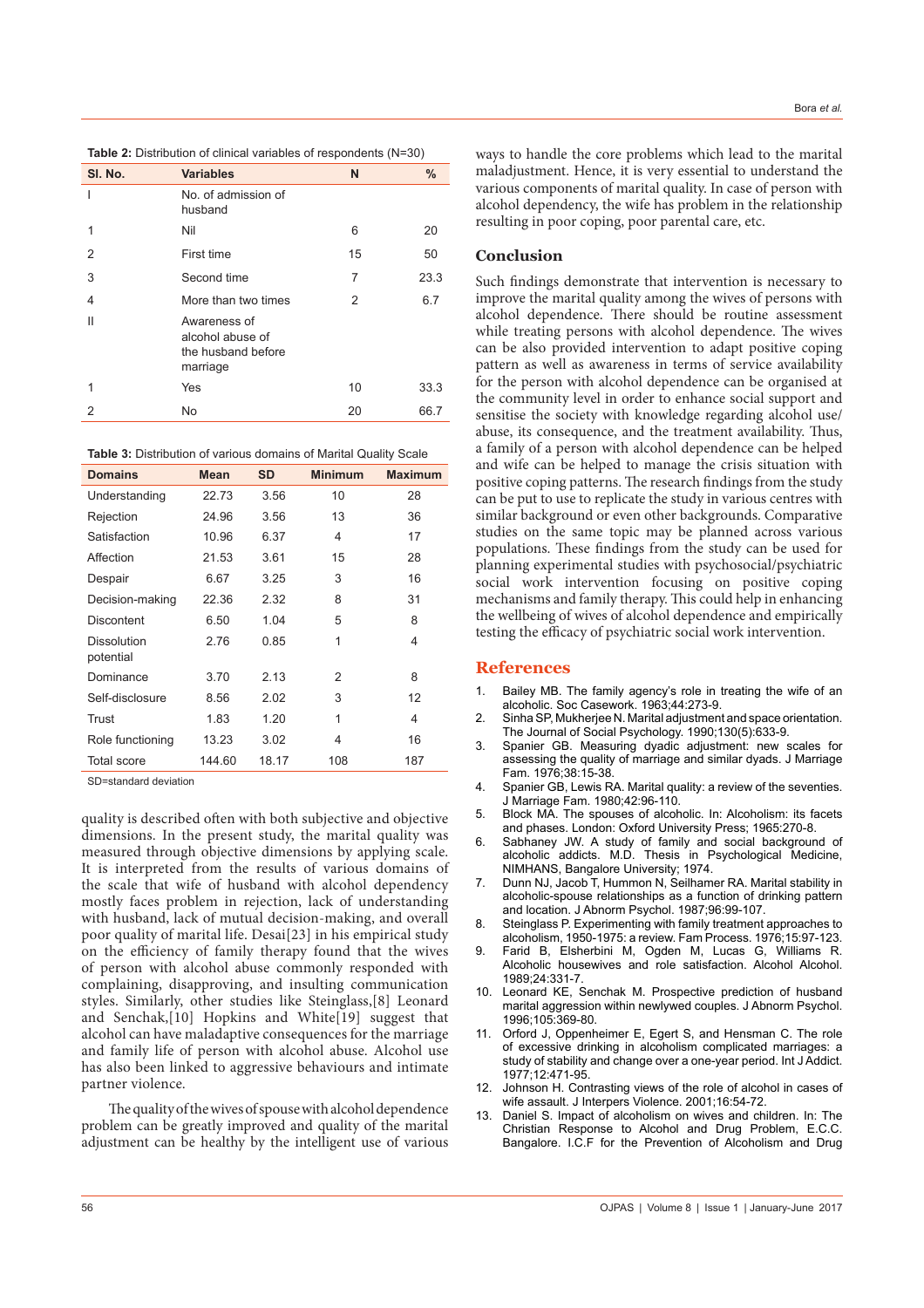**Table 2:** Distribution of clinical variables of respondents (N=30)

| Sl. No. | Variables | N | % |
|---|---|---|---|
| I | No. of admission of husband | | |
| 1 | Nil | 6 | 20 |
| 2 | First time | 15 | 50 |
| 3 | Second time | 7 | 23.3 |
| 4 | More than two times | 2 | 6.7 |
| II | Awareness of alcohol abuse of the husband before marriage | | |
| 1 | Yes | 10 | 33.3 |
| 2 | No | 20 | 66.7 |

**Table 3:** Distribution of various domains of Marital Quality Scale

| Domains | Mean | SD | Minimum | Maximum |
|---|---|---|---|---|
| Understanding | 22.73 | 3.56 | 10 | 28 |
| Rejection | 24.96 | 3.56 | 13 | 36 |
| Satisfaction | 10.96 | 6.37 | 4 | 17 |
| Affection | 21.53 | 3.61 | 15 | 28 |
| Despair | 6.67 | 3.25 | 3 | 16 |
| Decision-making | 22.36 | 2.32 | 8 | 31 |
| Discontent | 6.50 | 1.04 | 5 | 8 |
| Dissolution potential | 2.76 | 0.85 | 1 | 4 |
| Dominance | 3.70 | 2.13 | 2 | 8 |
| Self-disclosure | 8.56 | 2.02 | 3 | 12 |
| Trust | 1.83 | 1.20 | 1 | 4 |
| Role functioning | 13.23 | 3.02 | 4 | 16 |
| Total score | 144.60 | 18.17 | 108 | 187 |

SD=standard deviation

quality is described often with both subjective and objective dimensions. In the present study, the marital quality was measured through objective dimensions by applying scale. It is interpreted from the results of various domains of the scale that wife of husband with alcohol dependency mostly faces problem in rejection, lack of understanding with husband, lack of mutual decision-making, and overall poor quality of marital life. Desai[23] in his empirical study on the efficiency of family therapy found that the wives of person with alcohol abuse commonly responded with complaining, disapproving, and insulting communication styles. Similarly, other studies like Steinglass,[8] Leonard and Senchak,[10] Hopkins and White[19] suggest that alcohol can have maladaptive consequences for the marriage and family life of person with alcohol abuse. Alcohol use has also been linked to aggressive behaviours and intimate partner violence.

The quality of the wives of spouse with alcohol dependence problem can be greatly improved and quality of the marital adjustment can be healthy by the intelligent use of various ways to handle the core problems which lead to the marital maladjustment. Hence, it is very essential to understand the various components of marital quality. In case of person with alcohol dependency, the wife has problem in the relationship resulting in poor coping, poor parental care, etc.

## Conclusion

Such findings demonstrate that intervention is necessary to improve the marital quality among the wives of persons with alcohol dependence. There should be routine assessment while treating persons with alcohol dependence. The wives can be also provided intervention to adapt positive coping pattern as well as awareness in terms of service availability for the person with alcohol dependence can be organised at the community level in order to enhance social support and sensitise the society with knowledge regarding alcohol use/abuse, its consequence, and the treatment availability. Thus, a family of a person with alcohol dependence can be helped and wife can be helped to manage the crisis situation with positive coping patterns. The research findings from the study can be put to use to replicate the study in various centres with similar background or even other backgrounds. Comparative studies on the same topic may be planned across various populations. These findings from the study can be used for planning experimental studies with psychosocial/psychiatric social work intervention focusing on positive coping mechanisms and family therapy. This could help in enhancing the wellbeing of wives of alcohol dependence and empirically testing the efficacy of psychiatric social work intervention.

## References

1. Bailey MB. The family agency's role in treating the wife of an alcoholic. Soc Casework. 1963;44:273-9.
2. Sinha SP, Mukherjee N. Marital adjustment and space orientation. The Journal of Social Psychology. 1990;130(5):633-9.
3. Spanier GB. Measuring dyadic adjustment: new scales for assessing the quality of marriage and similar dyads. J Marriage Fam. 1976;38:15-38.
4. Spanier GB, Lewis RA. Marital quality: a review of the seventies. J Marriage Fam. 1980;42:96-110.
5. Block MA. The spouses of alcoholic. In: Alcoholism: its facets and phases. London: Oxford University Press; 1965:270-8.
6. Sabhaney JW. A study of family and social background of alcoholic addicts. M.D. Thesis in Psychological Medicine, NIMHANS, Bangalore University; 1974.
7. Dunn NJ, Jacob T, Hummon N, Seilhamer RA. Marital stability in alcoholic-spouse relationships as a function of drinking pattern and location. J Abnorm Psychol. 1987;96:99-107.
8. Steinglass P. Experimenting with family treatment approaches to alcoholism, 1950-1975: a review. Fam Process. 1976;15:97-123.
9. Farid B, Elsherbini M, Ogden M, Lucas G, Williams R. Alcoholic housewives and role satisfaction. Alcohol Alcohol. 1989;24:331-7.
10. Leonard KE, Senchak M. Prospective prediction of husband marital aggression within newlywed couples. J Abnorm Psychol. 1996;105:369-80.
11. Orford J, Oppenheimer E, Egert S, and Hensman C. The role of excessive drinking in alcoholism complicated marriages: a study of stability and change over a one-year period. Int J Addict. 1977;12:471-95.
12. Johnson H. Contrasting views of the role of alcohol in cases of wife assault. J Interpers Violence. 2001;16:54-72.
13. Daniel S. Impact of alcoholism on wives and children. In: The Christian Response to Alcohol and Drug Problem, E.C.C. Bangalore. I.C.F for the Prevention of Alcoholism and Drug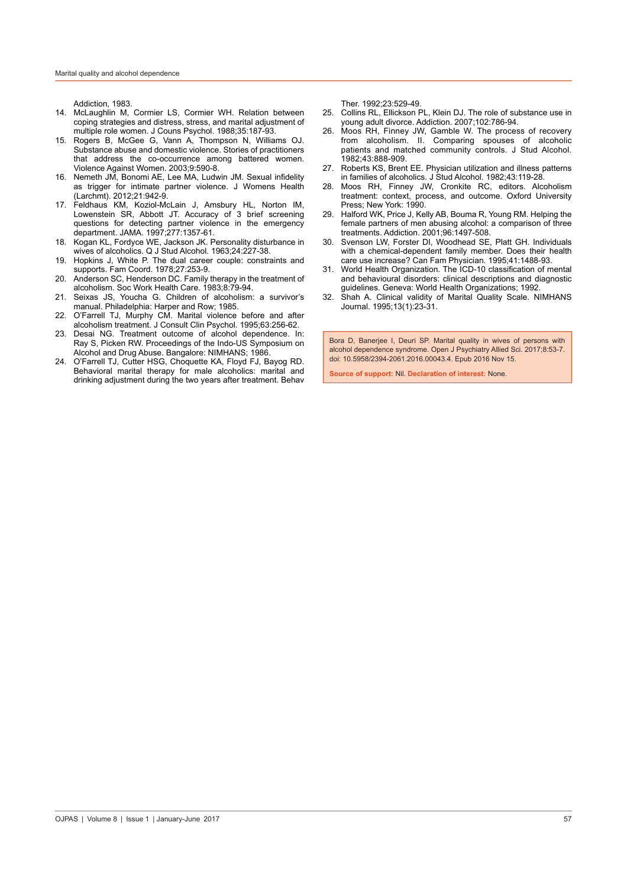Addiction, 1983.

14. McLaughlin M, Cormier LS, Cormier WH. Relation between coping strategies and distress, stress, and marital adjustment of multiple role women. J Couns Psychol. 1988;35:187-93.
15. Rogers B, McGee G, Vann A, Thompson N, Williams OJ. Substance abuse and domestic violence. Stories of practitioners that address the co-occurrence among battered women. Violence Against Women. 2003;9:590-8.
16. Nemeth JM, Bonomi AE, Lee MA, Ludwin JM. Sexual infidelity as trigger for intimate partner violence. J Womens Health (Larchmt). 2012;21:942-9.
17. Feldhaus KM, Koziol-McLain J, Amsbury HL, Norton IM, Lowenstein SR, Abbott JT. Accuracy of 3 brief screening questions for detecting partner violence in the emergency department. JAMA. 1997;277:1357-61.
18. Kogan KL, Fordyce WE, Jackson JK. Personality disturbance in wives of alcoholics. Q J Stud Alcohol. 1963;24:227-38.
19. Hopkins J, White P. The dual career couple: constraints and supports. Fam Coord. 1978;27:253-9.
20. Anderson SC, Henderson DC. Family therapy in the treatment of alcoholism. Soc Work Health Care. 1983;8:79-94.
21. Seixas JS, Youcha G. Children of alcoholism: a survivor's manual. Philadelphia: Harper and Row; 1985.
22. O'Farrell TJ, Murphy CM. Marital violence before and after alcoholism treatment. J Consult Clin Psychol. 1995;63:256-62.
23. Desai NG. Treatment outcome of alcohol dependence. In: Ray S, Picken RW. Proceedings of the Indo-US Symposium on Alcohol and Drug Abuse. Bangalore: NIMHANS; 1986.
24. O'Farrell TJ, Cutter HSG, Choquette KA, Floyd FJ, Bayog RD. Behavioral marital therapy for male alcoholics: marital and drinking adjustment during the two years after treatment. Behav Ther. 1992;23:529-49.
25. Collins RL, Ellickson PL, Klein DJ. The role of substance use in young adult divorce. Addiction. 2007;102:786-94.
26. Moos RH, Finney JW, Gamble W. The process of recovery from alcoholism. II. Comparing spouses of alcoholic patients and matched community controls. J Stud Alcohol. 1982;43:888-909.
27. Roberts KS, Brent EE. Physician utilization and illness patterns in families of alcoholics. J Stud Alcohol. 1982;43:119-28.
28. Moos RH, Finney JW, Cronkite RC, editors. Alcoholism treatment: context, process, and outcome. Oxford University Press; New York: 1990.
29. Halford WK, Price J, Kelly AB, Bouma R, Young RM. Helping the female partners of men abusing alcohol: a comparison of three treatments. Addiction. 2001;96:1497-508.
30. Svenson LW, Forster DI, Woodhead SE, Platt GH. Individuals with a chemical-dependent family member. Does their health care use increase? Can Fam Physician. 1995;41:1488-93.
31. World Health Organization. The ICD-10 classification of mental and behavioural disorders: clinical descriptions and diagnostic guidelines. Geneva: World Health Organizations; 1992.
32. Shah A. Clinical validity of Marital Quality Scale. NIMHANS Journal. 1995;13(1):23-31.

Bora D, Banerjee I, Deuri SP. Marital quality in wives of persons with alcohol dependence syndrome. Open J Psychiatry Allied Sci. 2017;8:53-7. doi: 10.5958/2394-2061.2016.00043.4. Epub 2016 Nov 15.

**Source of support:** Nil. **Declaration of interest:** None.